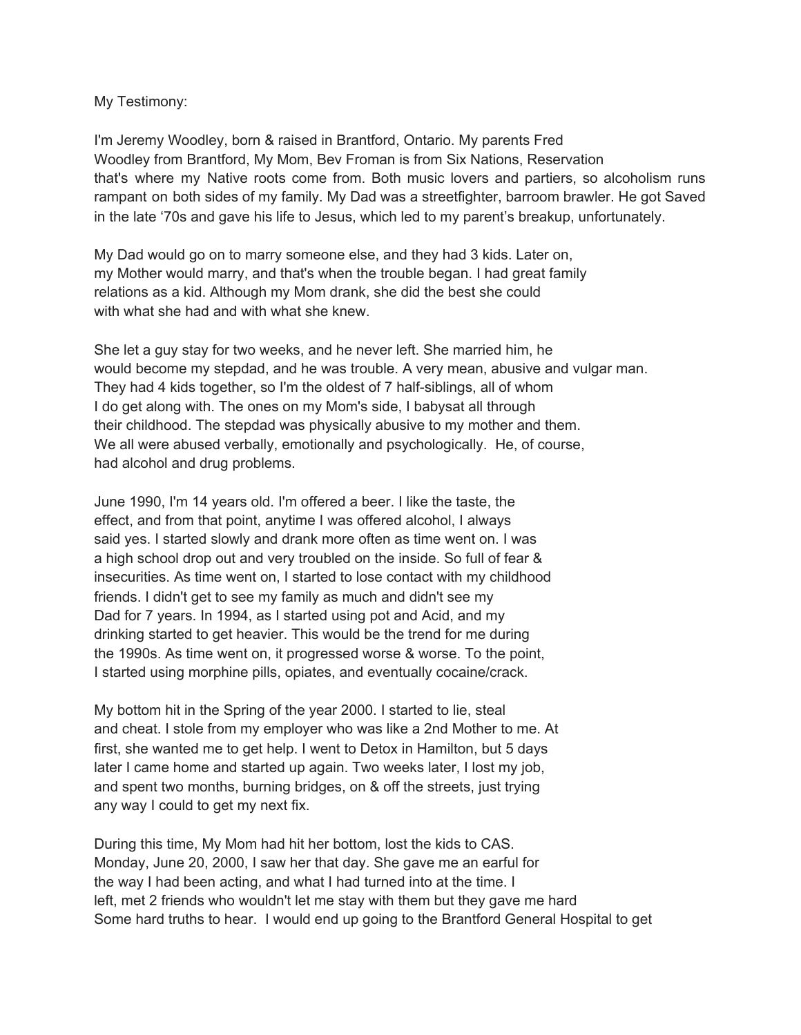My Testimony:

I'm Jeremy Woodley, born & raised in Brantford, Ontario. My parents Fred Woodley from Brantford, My Mom, Bev Froman is from Six Nations, Reservation that's where my Native roots come from. Both music lovers and partiers, so alcoholism runs rampant on both sides of my family. My Dad was a streetfighter, barroom brawler. He got Saved in the late '70s and gave his life to Jesus, which led to my parent's breakup, unfortunately.

My Dad would go on to marry someone else, and they had 3 kids. Later on, my Mother would marry, and that's when the trouble began. I had great family relations as a kid. Although my Mom drank, she did the best she could with what she had and with what she knew.

She let a guy stay for two weeks, and he never left. She married him, he would become my stepdad, and he was trouble. A very mean, abusive and vulgar man. They had 4 kids together, so I'm the oldest of 7 half-siblings, all of whom I do get along with. The ones on my Mom's side, I babysat all through their childhood. The stepdad was physically abusive to my mother and them. We all were abused verbally, emotionally and psychologically. He, of course, had alcohol and drug problems.

June 1990, I'm 14 years old. I'm offered a beer. I like the taste, the effect, and from that point, anytime I was offered alcohol, I always said yes. I started slowly and drank more often as time went on. I was a high school drop out and very troubled on the inside. So full of fear & insecurities. As time went on, I started to lose contact with my childhood friends. I didn't get to see my family as much and didn't see my Dad for 7 years. In 1994, as I started using pot and Acid, and my drinking started to get heavier. This would be the trend for me during the 1990s. As time went on, it progressed worse & worse. To the point, I started using morphine pills, opiates, and eventually cocaine/crack.

My bottom hit in the Spring of the year 2000. I started to lie, steal and cheat. I stole from my employer who was like a 2nd Mother to me. At first, she wanted me to get help. I went to Detox in Hamilton, but 5 days later I came home and started up again. Two weeks later, I lost my job, and spent two months, burning bridges, on & off the streets, just trying any way I could to get my next fix.

During this time, My Mom had hit her bottom, lost the kids to CAS. Monday, June 20, 2000, I saw her that day. She gave me an earful for the way I had been acting, and what I had turned into at the time. I left, met 2 friends who wouldn't let me stay with them but they gave me hard Some hard truths to hear. I would end up going to the Brantford General Hospital to get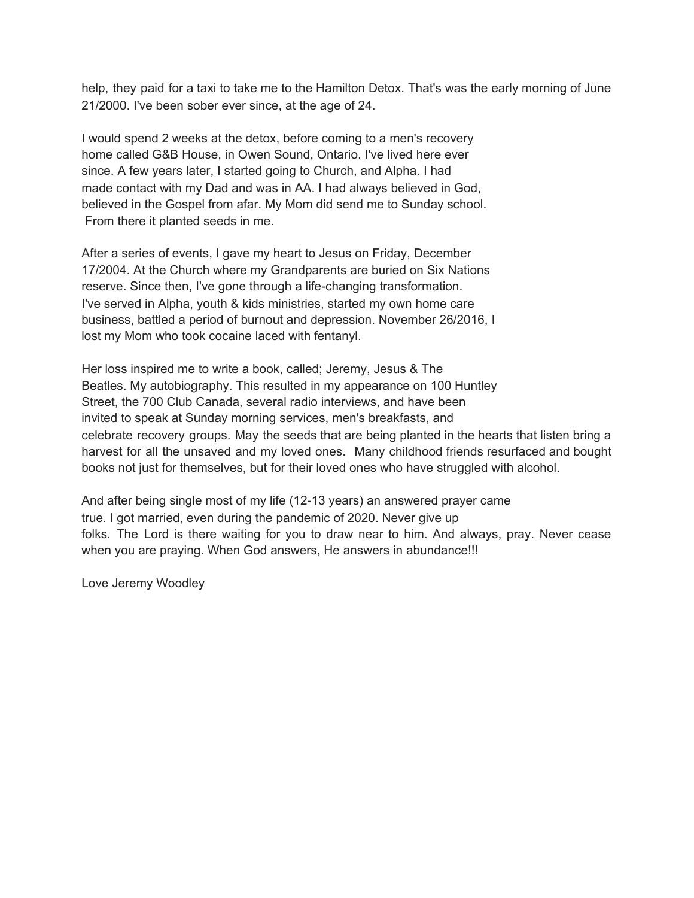help, they paid for a taxi to take me to the Hamilton Detox. That's was the early morning of June 21/2000. I've been sober ever since, at the age of 24.

I would spend 2 weeks at the detox, before coming to a men's recovery home called G&B House, in Owen Sound, Ontario. I've lived here ever since. A few years later, I started going to Church, and Alpha. I had made contact with my Dad and was in AA. I had always believed in God, believed in the Gospel from afar. My Mom did send me to Sunday school. From there it planted seeds in me.

After a series of events, I gave my heart to Jesus on Friday, December 17/2004. At the Church where my Grandparents are buried on Six Nations reserve. Since then, I've gone through a life-changing transformation. I've served in Alpha, youth & kids ministries, started my own home care business, battled a period of burnout and depression. November 26/2016, I lost my Mom who took cocaine laced with fentanyl.

Her loss inspired me to write a book, called; Jeremy, Jesus & The Beatles. My autobiography. This resulted in my appearance on 100 Huntley Street, the 700 Club Canada, several radio interviews, and have been invited to speak at Sunday morning services, men's breakfasts, and celebrate recovery groups. May the seeds that are being planted in the hearts that listen bring a harvest for all the unsaved and my loved ones. Many childhood friends resurfaced and bought books not just for themselves, but for their loved ones who have struggled with alcohol.

And after being single most of my life (12-13 years) an answered prayer came true. I got married, even during the pandemic of 2020. Never give up folks. The Lord is there waiting for you to draw near to him. And always, pray. Never cease when you are praying. When God answers, He answers in abundance!!!

Love Jeremy Woodley